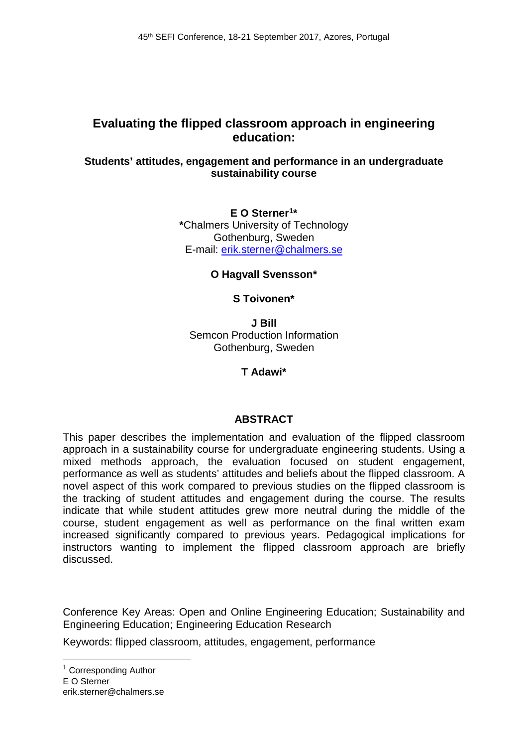# Evaluating the flipped classroom approach in engineering education:

### Students' attitudes, engagement and performance in an undergraduate sustainability course

**E O Sterner[1]***
***Chalmers University of Technology
Gothenburg, Sweden
E-mail: erik.sterner@chalmers.se

**O Hagvall Svensson***

**S Toivonen***

**J Bill**
Semcon Production Information
Gothenburg, Sweden

**T Adawi***

## ABSTRACT

This paper describes the implementation and evaluation of the flipped classroom approach in a sustainability course for undergraduate engineering students. Using a mixed methods approach, the evaluation focused on student engagement, performance as well as students' attitudes and beliefs about the flipped classroom. A novel aspect of this work compared to previous studies on the flipped classroom is the tracking of student attitudes and engagement during the course. The results indicate that while student attitudes grew more neutral during the middle of the course, student engagement as well as performance on the final written exam increased significantly compared to previous years. Pedagogical implications for instructors wanting to implement the flipped classroom approach are briefly discussed.

Conference Key Areas: Open and Online Engineering Education; Sustainability and Engineering Education; Engineering Education Research

Keywords: flipped classroom, attitudes, engagement, performance

[1] Corresponding Author
E O Sterner
erik.sterner@chalmers.se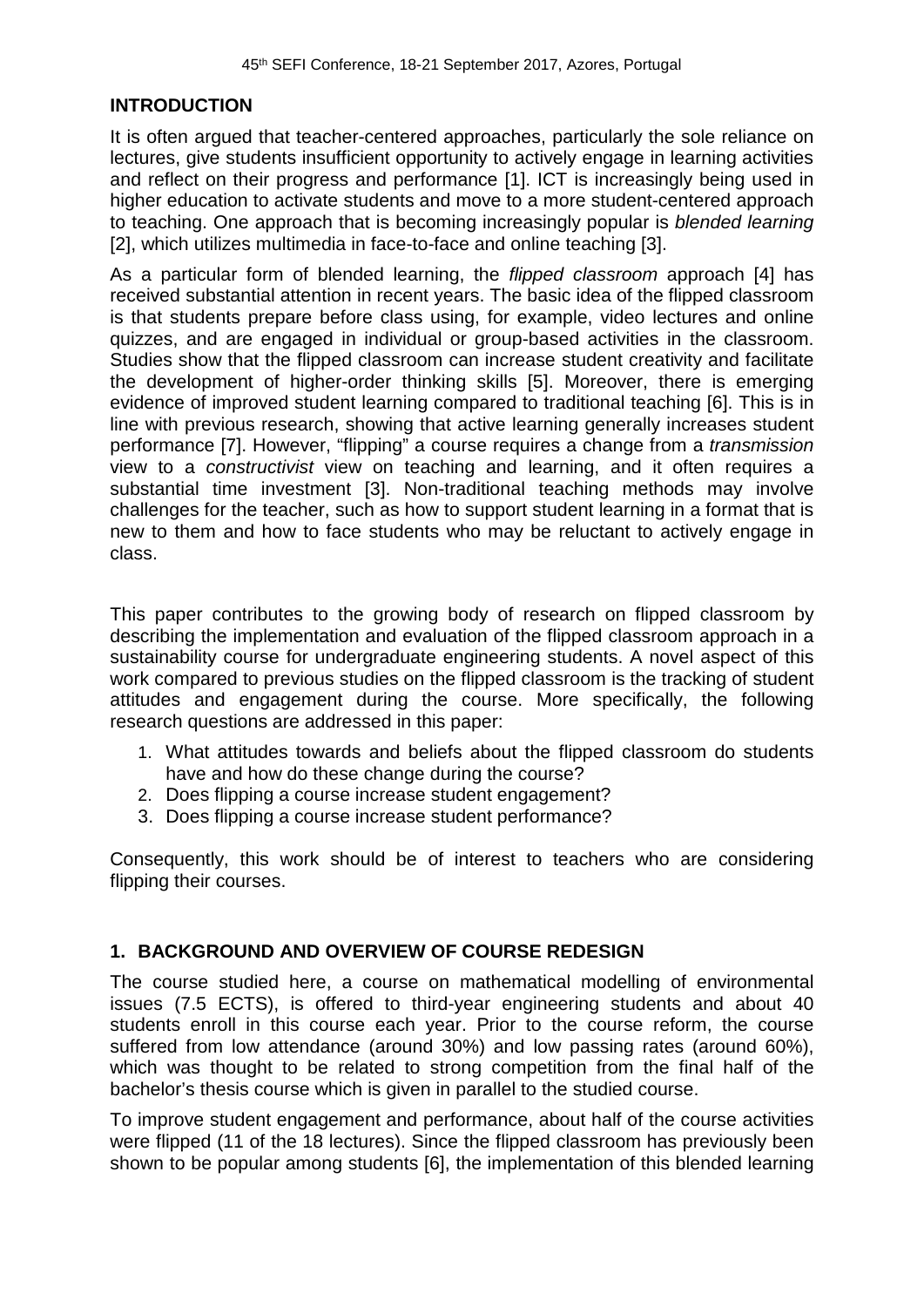## INTRODUCTION

It is often argued that teacher-centered approaches, particularly the sole reliance on lectures, give students insufficient opportunity to actively engage in learning activities and reflect on their progress and performance [1]. ICT is increasingly being used in higher education to activate students and move to a more student-centered approach to teaching. One approach that is becoming increasingly popular is *blended learning* [2], which utilizes multimedia in face-to-face and online teaching [3].

As a particular form of blended learning, the *flipped classroom* approach [4] has received substantial attention in recent years. The basic idea of the flipped classroom is that students prepare before class using, for example, video lectures and online quizzes, and are engaged in individual or group-based activities in the classroom. Studies show that the flipped classroom can increase student creativity and facilitate the development of higher-order thinking skills [5]. Moreover, there is emerging evidence of improved student learning compared to traditional teaching [6]. This is in line with previous research, showing that active learning generally increases student performance [7]. However, "flipping" a course requires a change from a *transmission* view to a *constructivist* view on teaching and learning, and it often requires a substantial time investment [3]. Non-traditional teaching methods may involve challenges for the teacher, such as how to support student learning in a format that is new to them and how to face students who may be reluctant to actively engage in class.

This paper contributes to the growing body of research on flipped classroom by describing the implementation and evaluation of the flipped classroom approach in a sustainability course for undergraduate engineering students. A novel aspect of this work compared to previous studies on the flipped classroom is the tracking of student attitudes and engagement during the course. More specifically, the following research questions are addressed in this paper:

1. What attitudes towards and beliefs about the flipped classroom do students have and how do these change during the course?
2. Does flipping a course increase student engagement?
3. Does flipping a course increase student performance?

Consequently, this work should be of interest to teachers who are considering flipping their courses.

## 1. BACKGROUND AND OVERVIEW OF COURSE REDESIGN

The course studied here, a course on mathematical modelling of environmental issues (7.5 ECTS), is offered to third-year engineering students and about 40 students enroll in this course each year. Prior to the course reform, the course suffered from low attendance (around 30%) and low passing rates (around 60%), which was thought to be related to strong competition from the final half of the bachelor's thesis course which is given in parallel to the studied course.

To improve student engagement and performance, about half of the course activities were flipped (11 of the 18 lectures). Since the flipped classroom has previously been shown to be popular among students [6], the implementation of this blended learning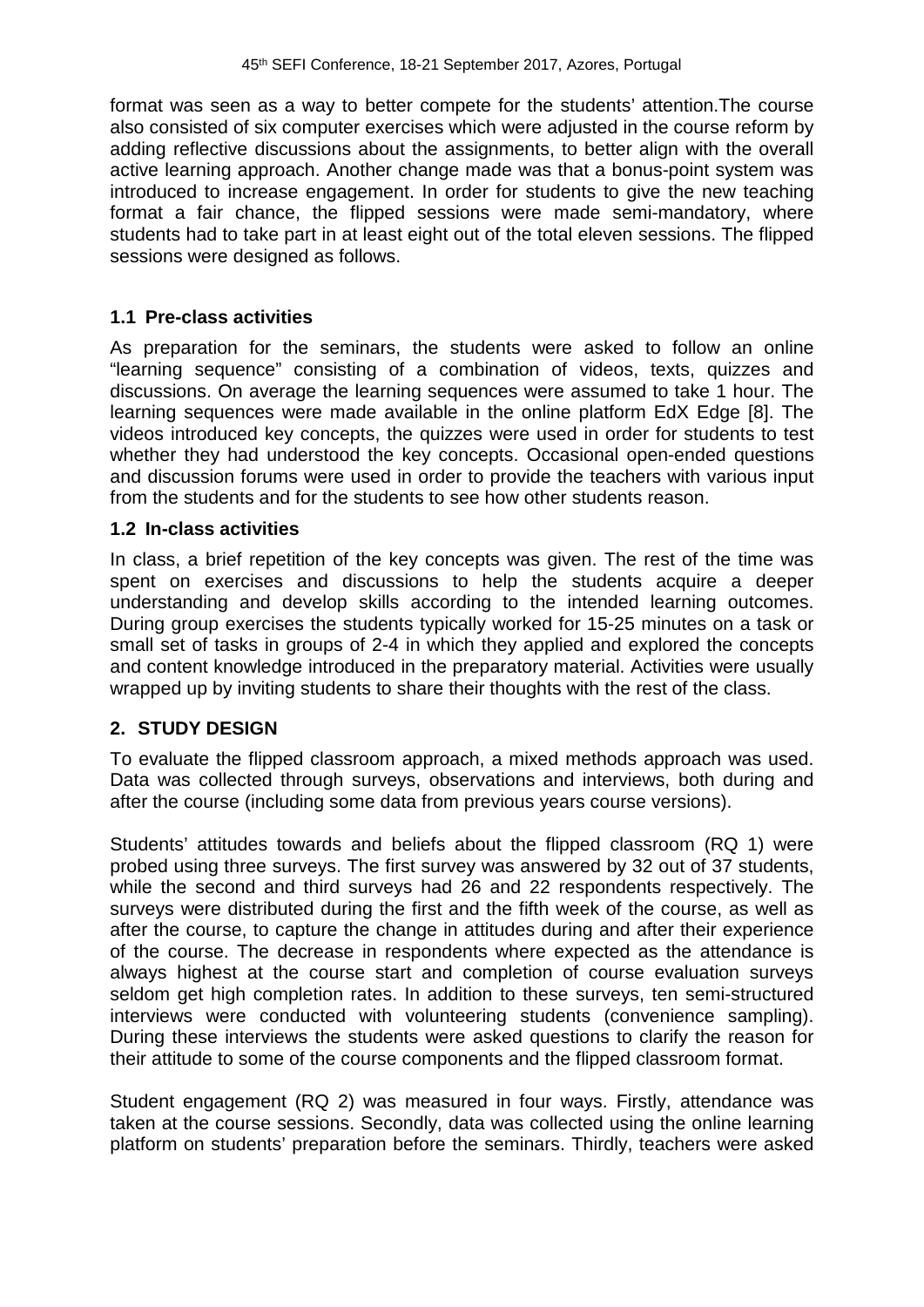format was seen as a way to better compete for the students' attention.The course also consisted of six computer exercises which were adjusted in the course reform by adding reflective discussions about the assignments, to better align with the overall active learning approach. Another change made was that a bonus-point system was introduced to increase engagement. In order for students to give the new teaching format a fair chance, the flipped sessions were made semi-mandatory, where students had to take part in at least eight out of the total eleven sessions. The flipped sessions were designed as follows.

### 1.1 Pre-class activities

As preparation for the seminars, the students were asked to follow an online "learning sequence" consisting of a combination of videos, texts, quizzes and discussions. On average the learning sequences were assumed to take 1 hour. The learning sequences were made available in the online platform EdX Edge [8]. The videos introduced key concepts, the quizzes were used in order for students to test whether they had understood the key concepts. Occasional open-ended questions and discussion forums were used in order to provide the teachers with various input from the students and for the students to see how other students reason.

### 1.2 In-class activities

In class, a brief repetition of the key concepts was given. The rest of the time was spent on exercises and discussions to help the students acquire a deeper understanding and develop skills according to the intended learning outcomes. During group exercises the students typically worked for 15-25 minutes on a task or small set of tasks in groups of 2-4 in which they applied and explored the concepts and content knowledge introduced in the preparatory material. Activities were usually wrapped up by inviting students to share their thoughts with the rest of the class.

## 2. STUDY DESIGN

To evaluate the flipped classroom approach, a mixed methods approach was used. Data was collected through surveys, observations and interviews, both during and after the course (including some data from previous years course versions).

Students' attitudes towards and beliefs about the flipped classroom (RQ 1) were probed using three surveys. The first survey was answered by 32 out of 37 students, while the second and third surveys had 26 and 22 respondents respectively. The surveys were distributed during the first and the fifth week of the course, as well as after the course, to capture the change in attitudes during and after their experience of the course. The decrease in respondents where expected as the attendance is always highest at the course start and completion of course evaluation surveys seldom get high completion rates. In addition to these surveys, ten semi-structured interviews were conducted with volunteering students (convenience sampling). During these interviews the students were asked questions to clarify the reason for their attitude to some of the course components and the flipped classroom format.

Student engagement (RQ 2) was measured in four ways. Firstly, attendance was taken at the course sessions. Secondly, data was collected using the online learning platform on students' preparation before the seminars. Thirdly, teachers were asked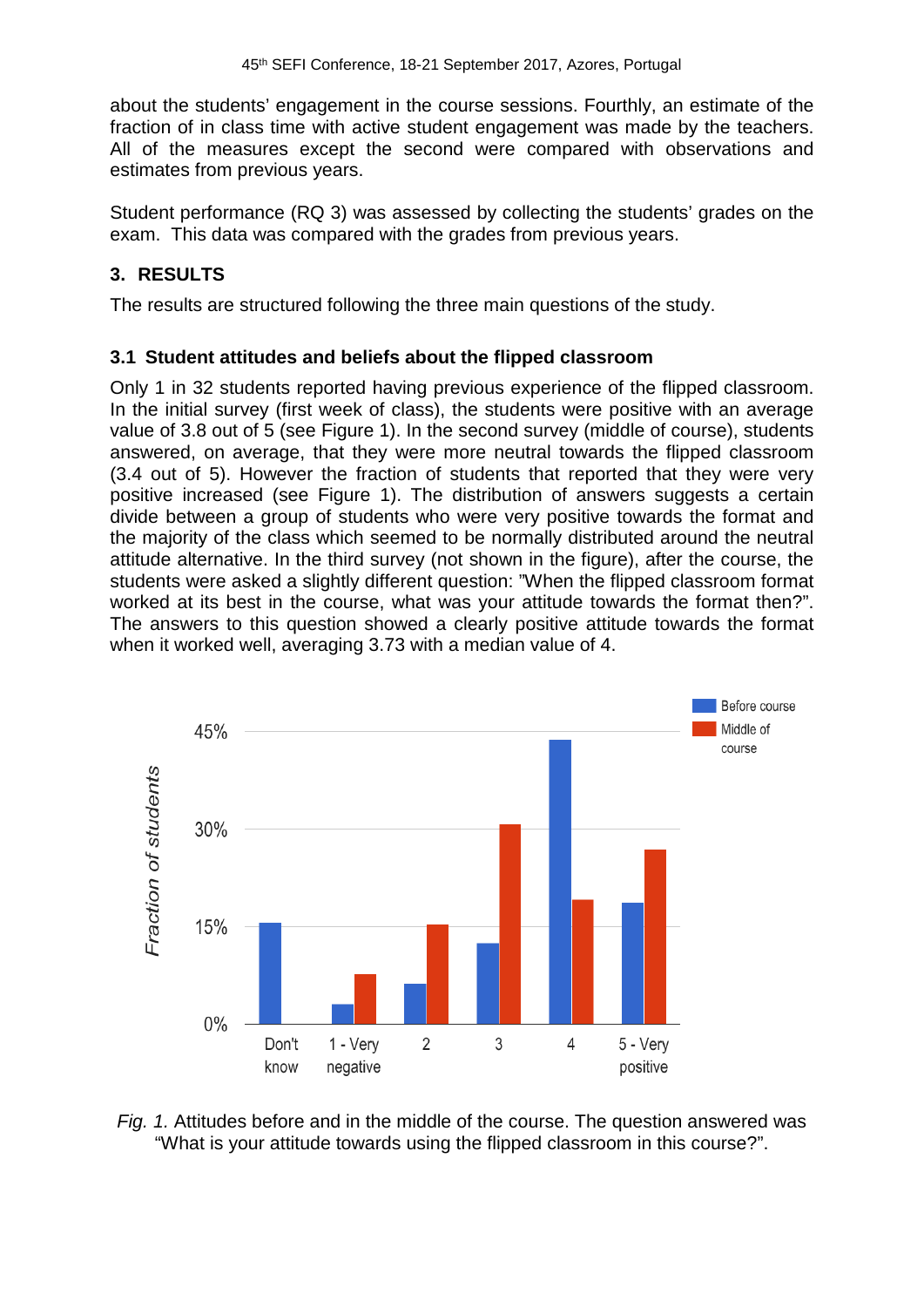about the students' engagement in the course sessions. Fourthly, an estimate of the fraction of in class time with active student engagement was made by the teachers. All of the measures except the second were compared with observations and estimates from previous years.

Student performance (RQ 3) was assessed by collecting the students' grades on the exam. This data was compared with the grades from previous years.

## 3. RESULTS

The results are structured following the three main questions of the study.

### 3.1 Student attitudes and beliefs about the flipped classroom

Only 1 in 32 students reported having previous experience of the flipped classroom. In the initial survey (first week of class), the students were positive with an average value of 3.8 out of 5 (see Figure 1). In the second survey (middle of course), students answered, on average, that they were more neutral towards the flipped classroom (3.4 out of 5). However the fraction of students that reported that they were very positive increased (see Figure 1). The distribution of answers suggests a certain divide between a group of students who were very positive towards the format and the majority of the class which seemed to be normally distributed around the neutral attitude alternative. In the third survey (not shown in the figure), after the course, the students were asked a slightly different question: "When the flipped classroom format worked at its best in the course, what was your attitude towards the format then?". The answers to this question showed a clearly positive attitude towards the format when it worked well, averaging 3.73 with a median value of 4.

*Fig. 1.* Attitudes before and in the middle of the course. The question answered was "What is your attitude towards using the flipped classroom in this course?".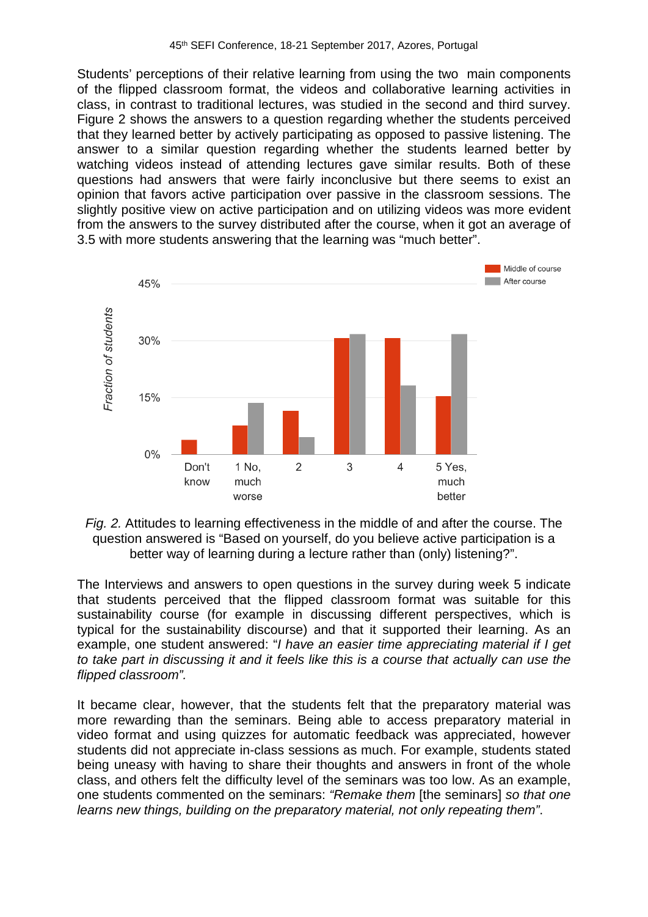Students' perceptions of their relative learning from using the two main components of the flipped classroom format, the videos and collaborative learning activities in class, in contrast to traditional lectures, was studied in the second and third survey. Figure 2 shows the answers to a question regarding whether the students perceived that they learned better by actively participating as opposed to passive listening. The answer to a similar question regarding whether the students learned better by watching videos instead of attending lectures gave similar results. Both of these questions had answers that were fairly inconclusive but there seems to exist an opinion that favors active participation over passive in the classroom sessions. The slightly positive view on active participation and on utilizing videos was more evident from the answers to the survey distributed after the course, when it got an average of 3.5 with more students answering that the learning was "much better".

*Fig. 2.* Attitudes to learning effectiveness in the middle of and after the course. The question answered is "Based on yourself, do you believe active participation is a better way of learning during a lecture rather than (only) listening?".

The Interviews and answers to open questions in the survey during week 5 indicate that students perceived that the flipped classroom format was suitable for this sustainability course (for example in discussing different perspectives, which is typical for the sustainability discourse) and that it supported their learning. As an example, one student answered: "*I have an easier time appreciating material if I get to take part in discussing it and it feels like this is a course that actually can use the flipped classroom".*

It became clear, however, that the students felt that the preparatory material was more rewarding than the seminars. Being able to access preparatory material in video format and using quizzes for automatic feedback was appreciated, however students did not appreciate in-class sessions as much. For example, students stated being uneasy with having to share their thoughts and answers in front of the whole class, and others felt the difficulty level of the seminars was too low. As an example, one students commented on the seminars: *"Remake them* [the seminars] *so that one learns new things, building on the preparatory material, not only repeating them"*.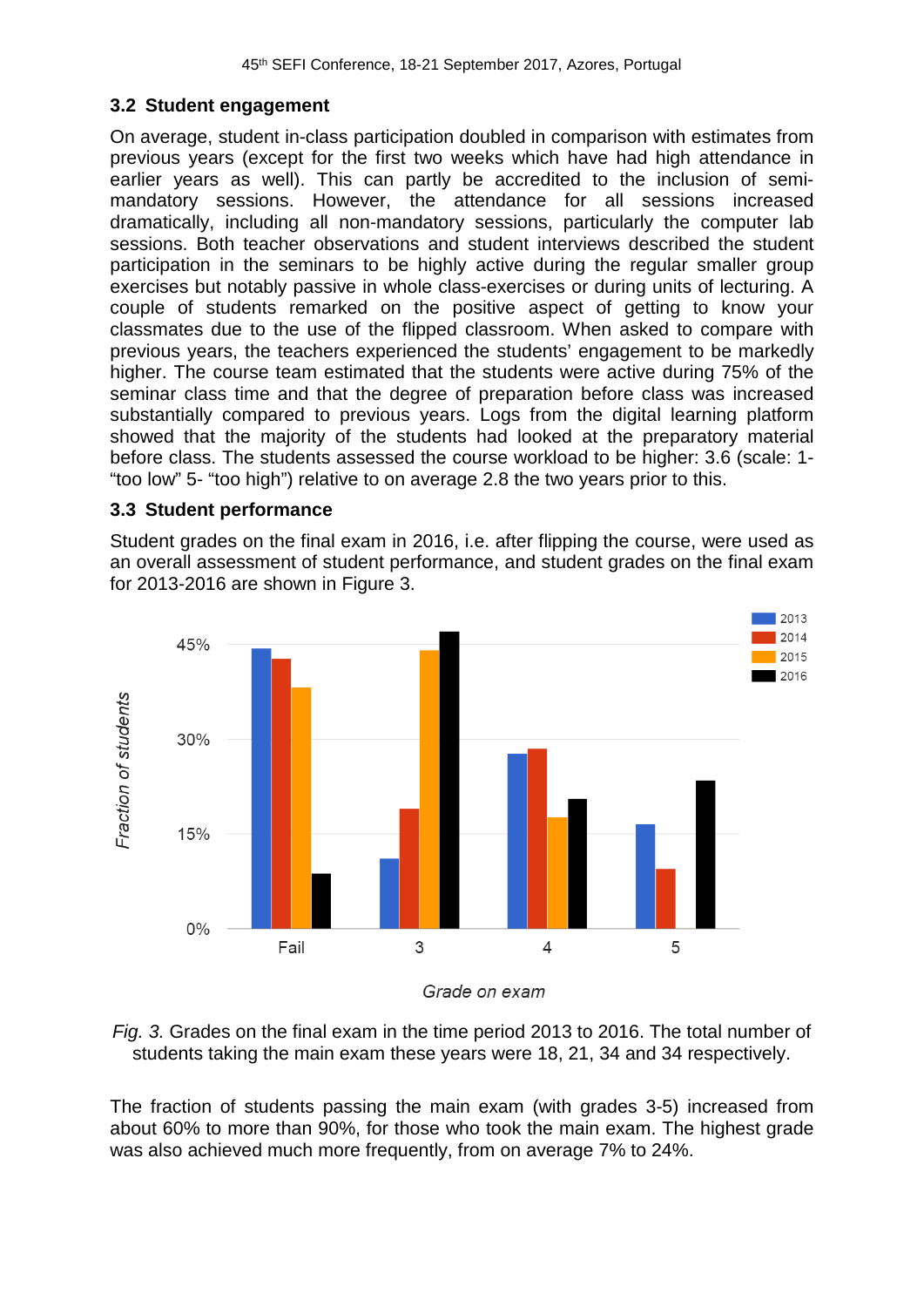### 3.2 Student engagement

On average, student in-class participation doubled in comparison with estimates from previous years (except for the first two weeks which have had high attendance in earlier years as well). This can partly be accredited to the inclusion of semi-mandatory sessions. However, the attendance for all sessions increased dramatically, including all non-mandatory sessions, particularly the computer lab sessions. Both teacher observations and student interviews described the student participation in the seminars to be highly active during the regular smaller group exercises but notably passive in whole class-exercises or during units of lecturing. A couple of students remarked on the positive aspect of getting to know your classmates due to the use of the flipped classroom. When asked to compare with previous years, the teachers experienced the students' engagement to be markedly higher. The course team estimated that the students were active during 75% of the seminar class time and that the degree of preparation before class was increased substantially compared to previous years. Logs from the digital learning platform showed that the majority of the students had looked at the preparatory material before class. The students assessed the course workload to be higher: 3.6 (scale: 1- "too low" 5- "too high") relative to on average 2.8 the two years prior to this.

### 3.3 Student performance

Student grades on the final exam in 2016, i.e. after flipping the course, were used as an overall assessment of student performance, and student grades on the final exam for 2013-2016 are shown in Figure 3.

*Fig. 3.* Grades on the final exam in the time period 2013 to 2016. The total number of students taking the main exam these years were 18, 21, 34 and 34 respectively.

The fraction of students passing the main exam (with grades 3-5) increased from about 60% to more than 90%, for those who took the main exam. The highest grade was also achieved much more frequently, from on average 7% to 24%.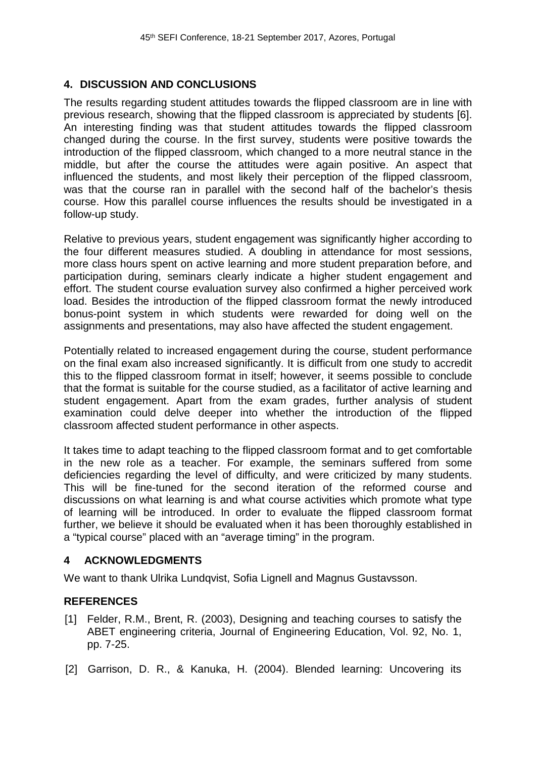## 4. DISCUSSION AND CONCLUSIONS

The results regarding student attitudes towards the flipped classroom are in line with previous research, showing that the flipped classroom is appreciated by students [6]. An interesting finding was that student attitudes towards the flipped classroom changed during the course. In the first survey, students were positive towards the introduction of the flipped classroom, which changed to a more neutral stance in the middle, but after the course the attitudes were again positive. An aspect that influenced the students, and most likely their perception of the flipped classroom, was that the course ran in parallel with the second half of the bachelor's thesis course. How this parallel course influences the results should be investigated in a follow-up study.

Relative to previous years, student engagement was significantly higher according to the four different measures studied. A doubling in attendance for most sessions, more class hours spent on active learning and more student preparation before, and participation during, seminars clearly indicate a higher student engagement and effort. The student course evaluation survey also confirmed a higher perceived work load. Besides the introduction of the flipped classroom format the newly introduced bonus-point system in which students were rewarded for doing well on the assignments and presentations, may also have affected the student engagement.

Potentially related to increased engagement during the course, student performance on the final exam also increased significantly. It is difficult from one study to accredit this to the flipped classroom format in itself; however, it seems possible to conclude that the format is suitable for the course studied, as a facilitator of active learning and student engagement. Apart from the exam grades, further analysis of student examination could delve deeper into whether the introduction of the flipped classroom affected student performance in other aspects.

It takes time to adapt teaching to the flipped classroom format and to get comfortable in the new role as a teacher. For example, the seminars suffered from some deficiencies regarding the level of difficulty, and were criticized by many students. This will be fine-tuned for the second iteration of the reformed course and discussions on what learning is and what course activities which promote what type of learning will be introduced. In order to evaluate the flipped classroom format further, we believe it should be evaluated when it has been thoroughly established in a "typical course" placed with an "average timing" in the program.

## 4 ACKNOWLEDGMENTS

We want to thank Ulrika Lundqvist, Sofia Lignell and Magnus Gustavsson.

## REFERENCES

[1] Felder, R.M., Brent, R. (2003), Designing and teaching courses to satisfy the ABET engineering criteria, Journal of Engineering Education, Vol. 92, No. 1, pp. 7-25.

[2] Garrison, D. R., & Kanuka, H. (2004). Blended learning: Uncovering its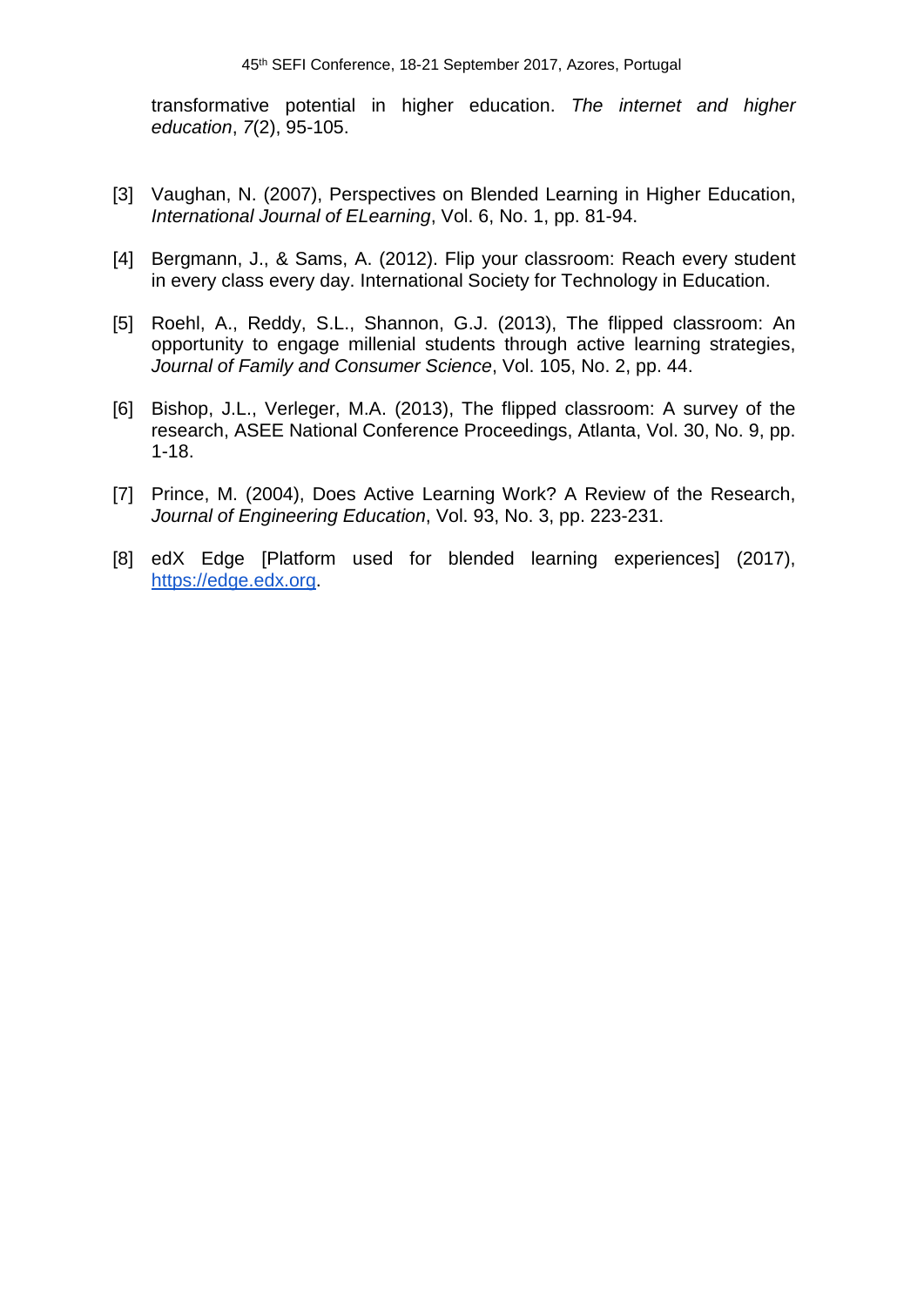transformative potential in higher education. *The internet and higher education*, *7*(2), 95-105.

[3] Vaughan, N. (2007), Perspectives on Blended Learning in Higher Education, *International Journal of ELearning*, Vol. 6, No. 1, pp. 81-94.

[4] Bergmann, J., & Sams, A. (2012). Flip your classroom: Reach every student in every class every day. International Society for Technology in Education.

[5] Roehl, A., Reddy, S.L., Shannon, G.J. (2013), The flipped classroom: An opportunity to engage millenial students through active learning strategies, *Journal of Family and Consumer Science*, Vol. 105, No. 2, pp. 44.

[6] Bishop, J.L., Verleger, M.A. (2013), The flipped classroom: A survey of the research, ASEE National Conference Proceedings, Atlanta, Vol. 30, No. 9, pp. 1-18.

[7] Prince, M. (2004), Does Active Learning Work? A Review of the Research, *Journal of Engineering Education*, Vol. 93, No. 3, pp. 223-231.

[8] edX Edge [Platform used for blended learning experiences] (2017), [https://edge.edx.org](https://edge.edx.org).